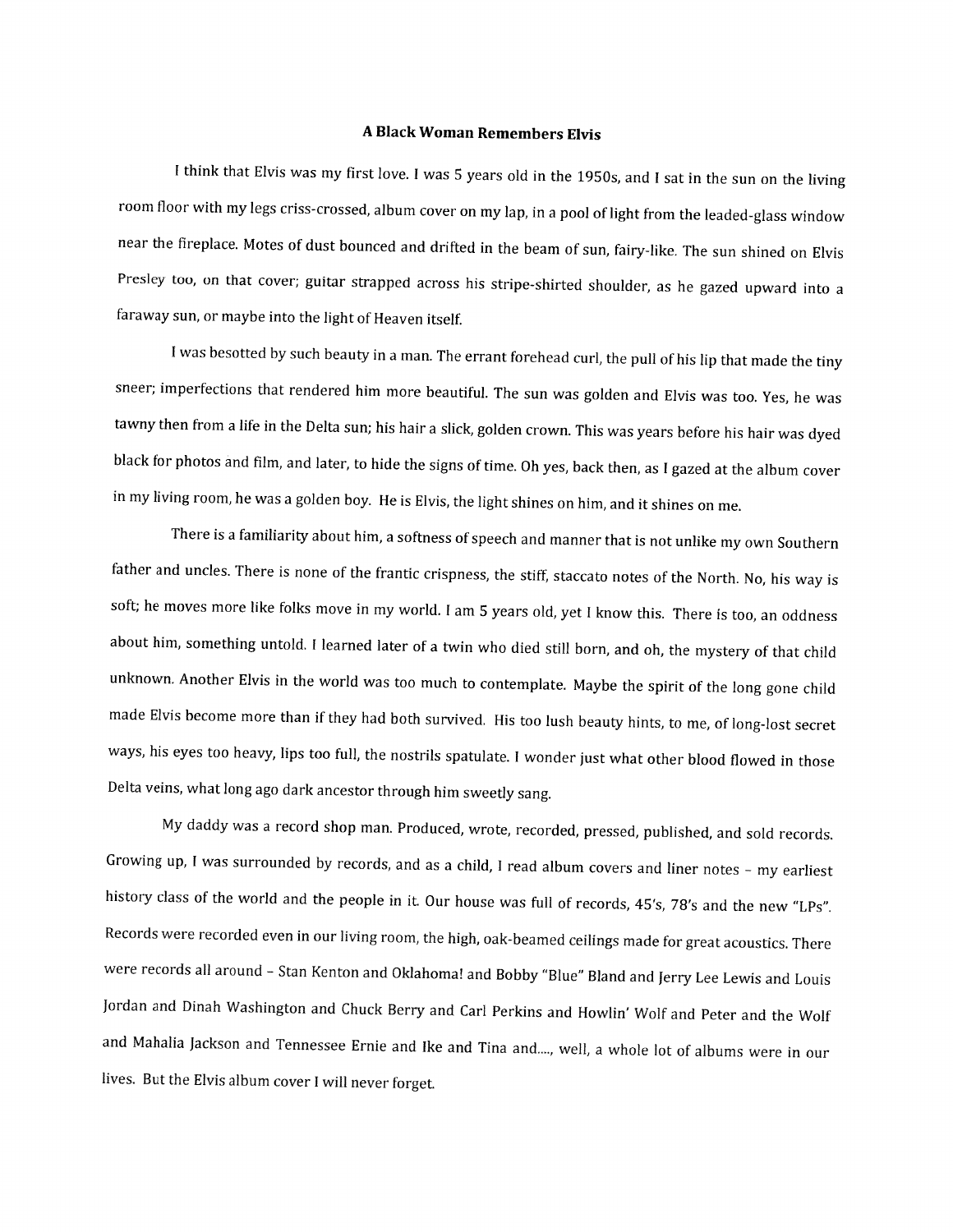# A Black Woman Remembers Elvis

I think that Elvis was my first love. I was 5 years old in the 1950s, and I sat in the sun on the living room floor with my legs criss-crossed, album cover on my lap, in a pool of light from the leaded-glass window near the fireplace. Motes of dust bounced and drifted in the beam of sun, fairy-like. The sun shined on Elvis Presley too, on that cover; guitar strapped across his stripe-shirted shoulder, as he gazed upward into a faraway sun, or maybe into the light of Heaven itself.

I was besotted by such beauty in a man. The errant forehead curl, the pull of his lip that made the tiny sneer; imperfections that rendered him more beautiful. The sun was golden and Elvis was too. Yes, he was tawny then from a life in the Delta sun; his hair a slick, golden crown. This was years before his hair was dyed black for photos and film, and later, to hide the signs of time. Oh yes, back then, as I gazed at the album cover in my living room, he was a golden boy. He is Elvis, the light shines on him, and it shines on me.

There is a familiarity about him, a softness of speech and manner that is not unlike my own Southern father and uncles. There is none of the frantic crispness, the stiff, staccato notes of the North. No, his way is soft; he moves more like folks move in my world. I am 5 years old, yet I know this. There is too, an oddness about him, something untold. I learned later of a twin who died still born, and oh, the mystery of that child unknown. Another Elvis in the world was too much to contemplate. Maybe the spirit of the long gone child made Elvis become more than if they had both survived. His too lush beauty hints, to me, of long-lost secret ways, his eyes too heavy, lips too full, the nostrils spatulate. I wonder just what other blood flowed in those Delta veins, what long ago dark ancestor through him sweetly sang.

My daddy was a record shop man. Produced, wrote, recorded, pressed, published, and sold records. Growing up, I was surrounded by records, and as a child, I read album covers and liner notes – my earliest history class of the world and the people in it. Our house was full of records, 45's, 78's and the new "LPs". Records were recorded even in our living room, the high, oak-beamed ceilings made for great acoustics. There were records all around – Stan Kenton and Oklahoma! and Bobby "Blue" Bland and Jerry Lee Lewis and Louis Jordan and Dinah Washington and Chuck Berry and Carl Perkins and Howlin' Wolf and Peter and the Wolf and Mahalia Jackson and Tennessee Ernie and Ike and Tina and...., well, a whole lot of albums were in our lives. But the Elvis album cover I will never forget.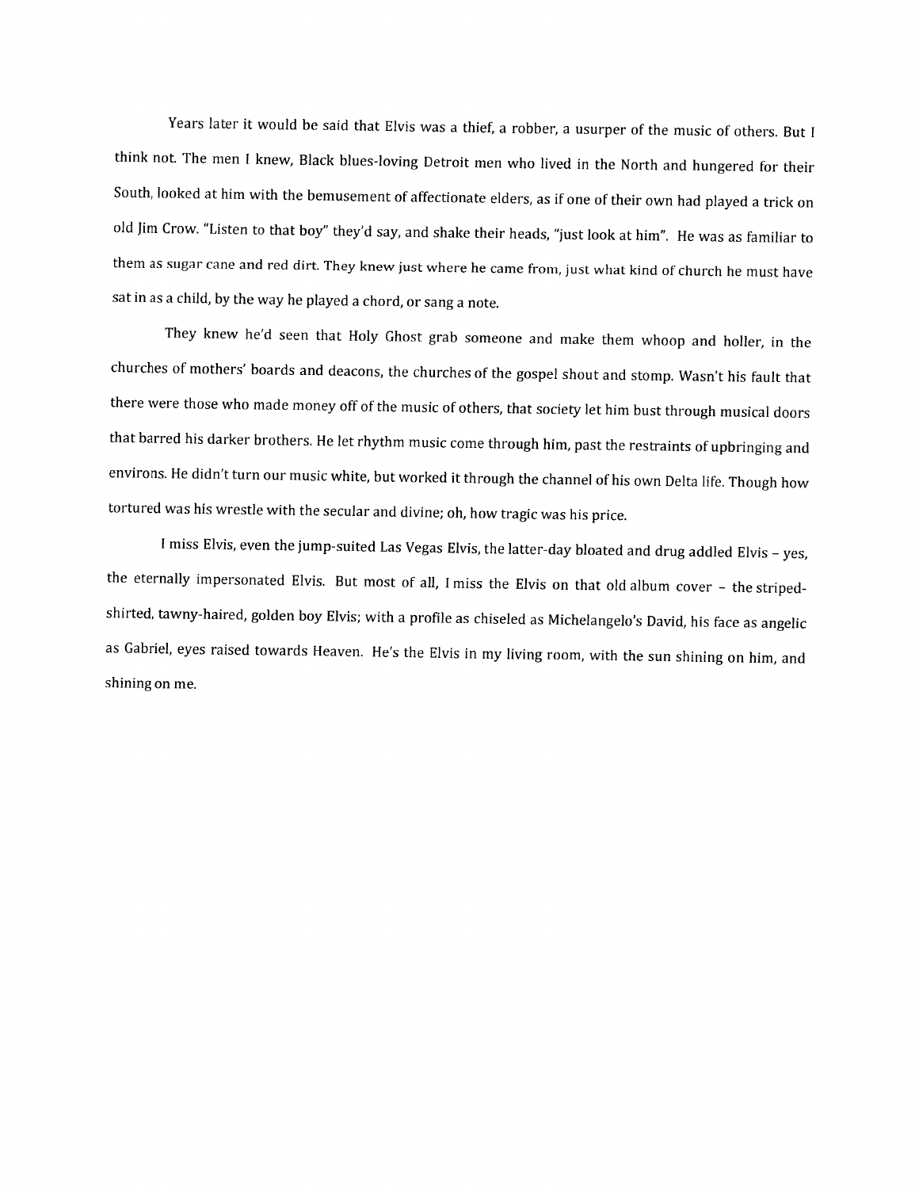Years later it would be said that Elvis was a thief, a robber, a usurper of the music of others. But I think not. The men I knew, Black blues-loving Detroit men who lived in the North and hungered for their South, looked at him with the bemusement of affectionate elders, as if one of their own had played a trick on old Jim Crow. "Listen to that boy" they'd say, and shake their heads, "just look at him". He was as familiar to them as sugar cane and red dirt. They knew just where he came from, just what kind of church he must have sat in as a child, by the way he played a chord, or sang a note.

They knew he'd seen that Holy Ghost grab someone and make them whoop and holler, in the churches of mothers' boards and deacons, the churches of the gospel shout and stomp. Wasn't his fault that there were those who made money off of the music of others, that society let him bust through musical doors that barred his darker brothers. He let rhythm music come through him, past the restraints of upbringing and environs. He didn't turn our music white, but worked it through the channel of his own Delta life. Though how tortured was his wrestle with the secular and divine; oh, how tragic was his price.

I miss Elvis, even the jump-suited Las Vegas Elvis, the latter-day bloated and drug addled Elvis – yes, the eternally impersonated Elvis. But most of all, I miss the Elvis on that old album cover – the striped-shirted, tawny-haired, golden boy Elvis; with a profile as chiseled as Michelangelo's David, his face as angelic as Gabriel, eyes raised towards Heaven. He's the Elvis in my living room, with the sun shining on him, and shining on me.